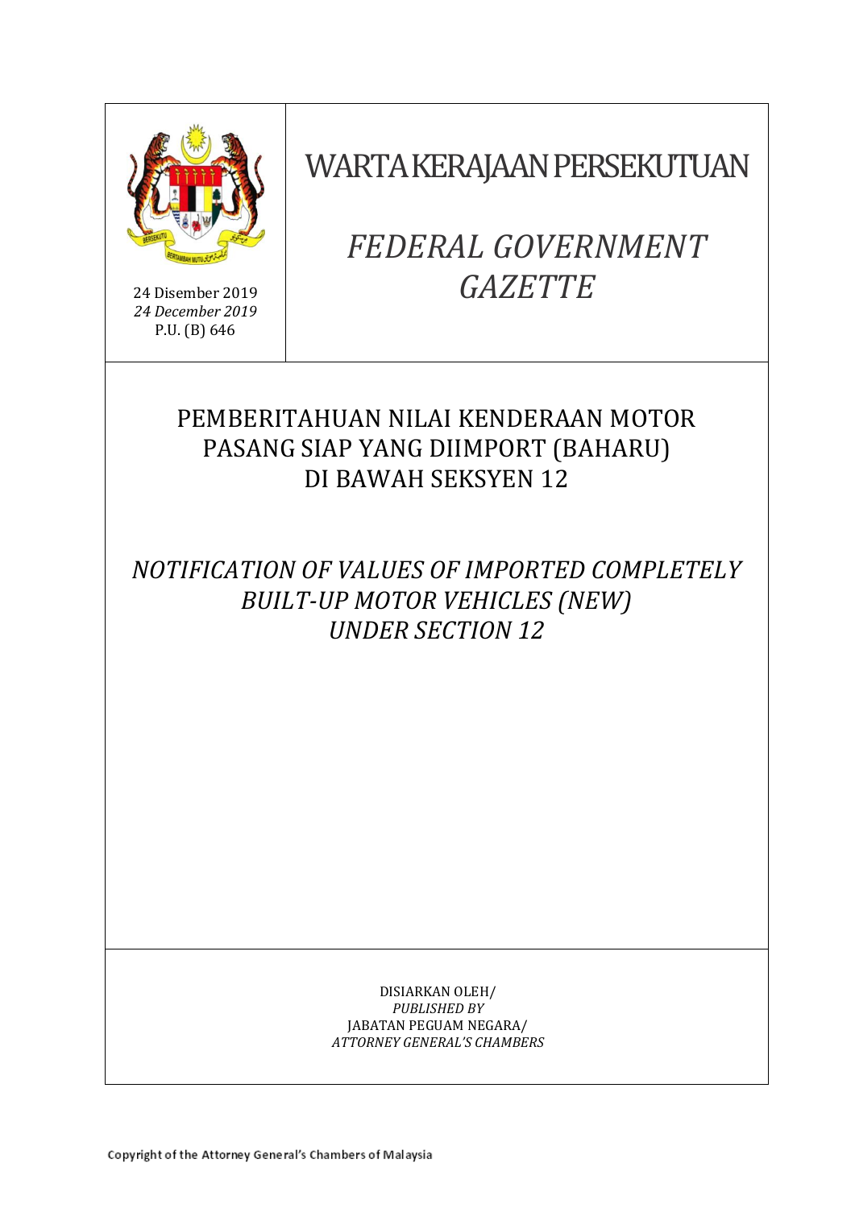24 Disember 2019
*24 December 2019*
P.U. (B) 646

# WARTA KERAJAAN PERSEKUTUAN

# *FEDERAL GOVERNMENT GAZETTE*

## PEMBERITAHUAN NILAI KENDERAAN MOTOR PASANG SIAP YANG DIIMPORT (BAHARU) DI BAWAH SEKSYEN 12

## *NOTIFICATION OF VALUES OF IMPORTED COMPLETELY BUILT-UP MOTOR VEHICLES (NEW) UNDER SECTION 12*

DISIARKAN OLEH/
*PUBLISHED BY*
JABATAN PEGUAM NEGARA/
*ATTORNEY GENERAL'S CHAMBERS*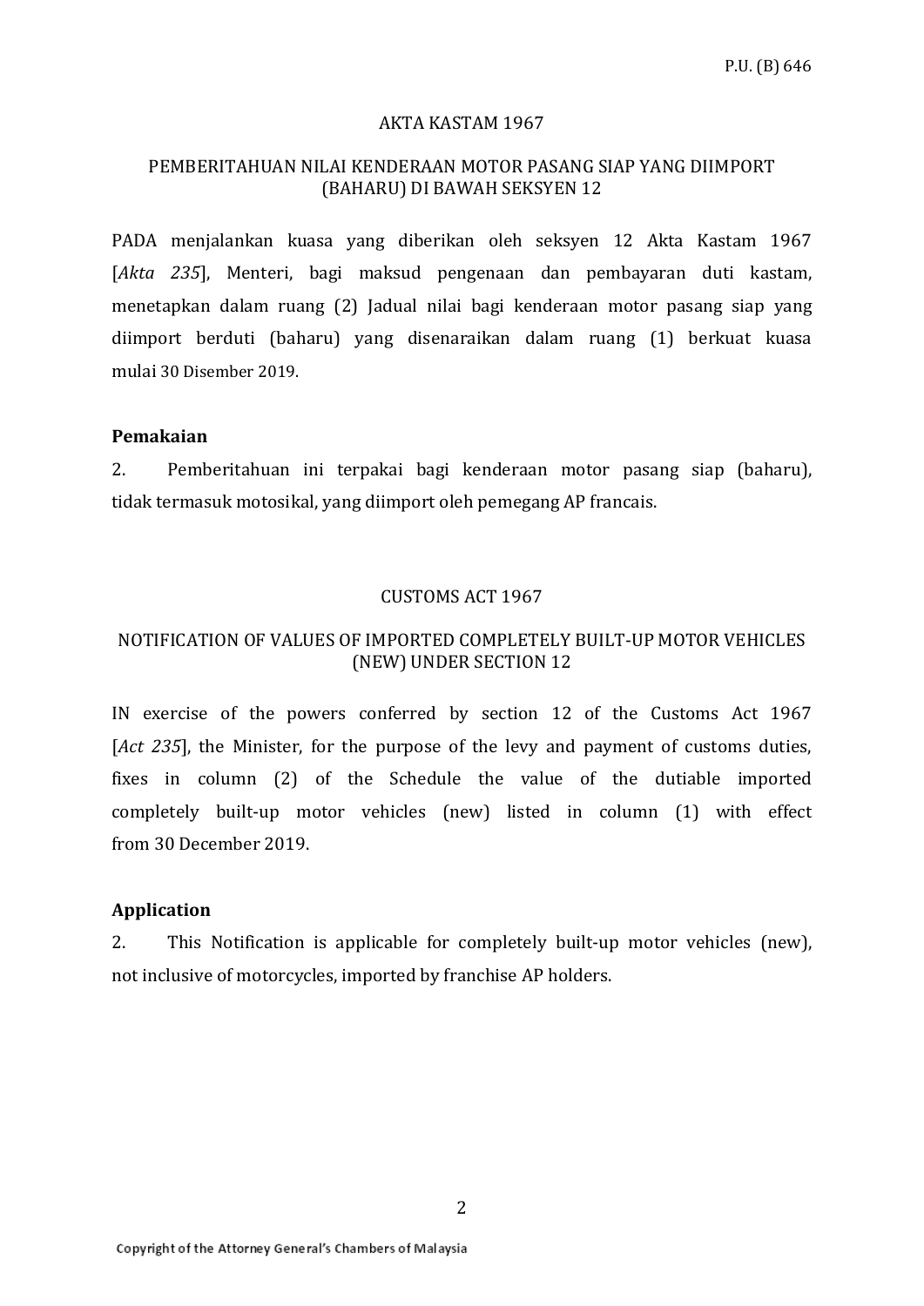P.U. (B) 646

AKTA KASTAM 1967

PEMBERITAHUAN NILAI KENDERAAN MOTOR PASANG SIAP YANG DIIMPORT (BAHARU) DI BAWAH SEKSYEN 12

PADA menjalankan kuasa yang diberikan oleh seksyen 12 Akta Kastam 1967 [*Akta 235*], Menteri, bagi maksud pengenaan dan pembayaran duti kastam, menetapkan dalam ruang (2) Jadual nilai bagi kenderaan motor pasang siap yang diimport berduti (baharu) yang disenaraikan dalam ruang (1) berkuat kuasa mulai 30 Disember 2019.

**Pemakaian**

2. Pemberitahuan ini terpakai bagi kenderaan motor pasang siap (baharu), tidak termasuk motosikal, yang diimport oleh pemegang AP francais.

CUSTOMS ACT 1967

NOTIFICATION OF VALUES OF IMPORTED COMPLETELY BUILT-UP MOTOR VEHICLES (NEW) UNDER SECTION 12

IN exercise of the powers conferred by section 12 of the Customs Act 1967 [*Act 235*], the Minister, for the purpose of the levy and payment of customs duties, fixes in column (2) of the Schedule the value of the dutiable imported completely built-up motor vehicles (new) listed in column (1) with effect from 30 December 2019.

**Application**

2. This Notification is applicable for completely built-up motor vehicles (new), not inclusive of motorcycles, imported by franchise AP holders.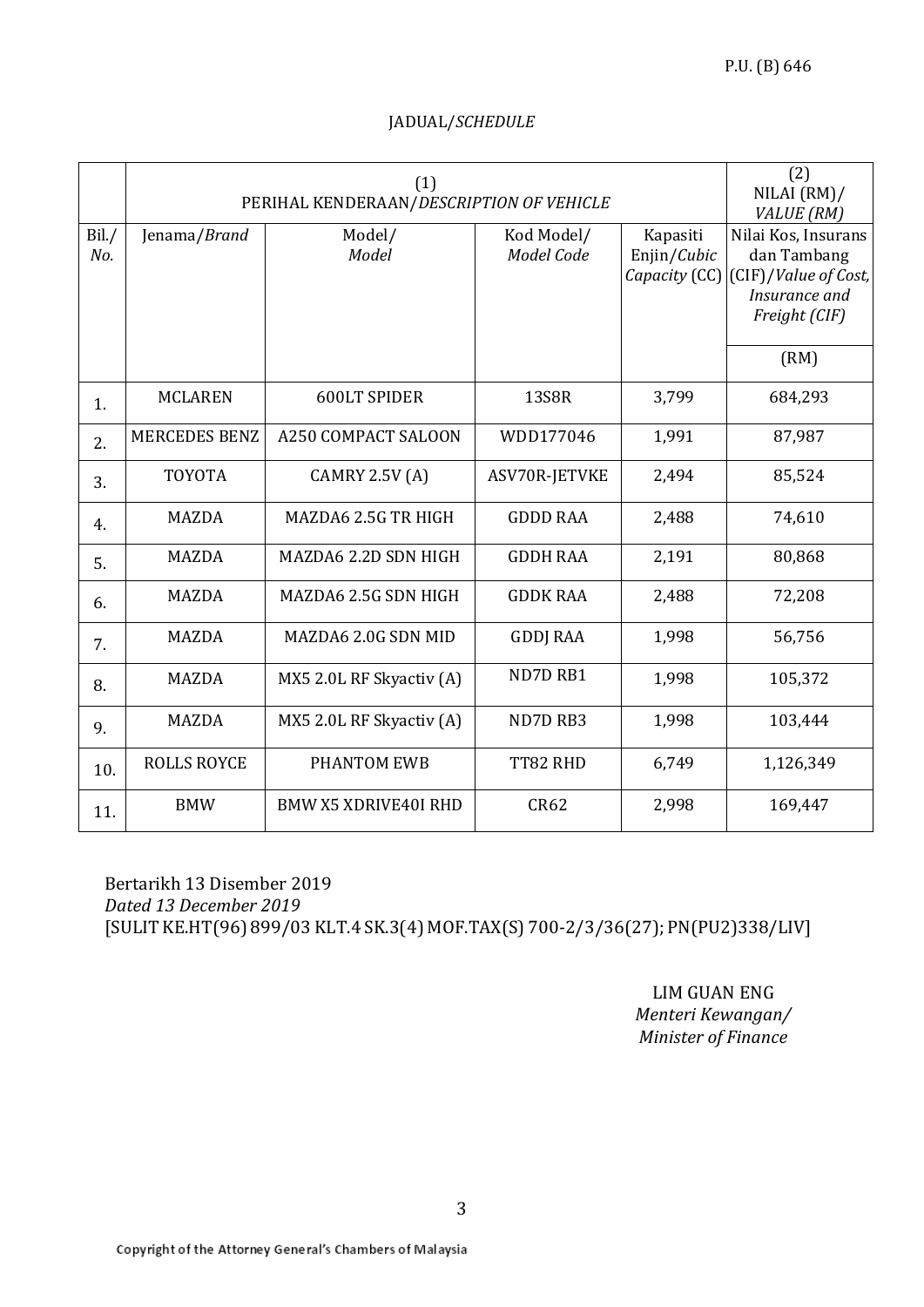JADUAL/*SCHEDULE*

| | (1) PERIHAL KENDERAAN/*DESCRIPTION OF VEHICLE* | | | | (2) NILAI (RM)/ *VALUE (RM)* |
|---|---|---|---|---|---|
| Bil./ *No.* | Jenama/*Brand* | Model/ *Model* | Kod Model/ *Model Code* | Kapasiti Enjin/*Cubic Capacity* (CC) | Nilai Kos, Insurans dan Tambang (CIF)/*Value of Cost, Insurance and Freight (CIF)* (RM) |
| 1. | MCLAREN | 600LT SPIDER | 13S8R | 3,799 | 684,293 |
| 2. | MERCEDES BENZ | A250 COMPACT SALOON | WDD177046 | 1,991 | 87,987 |
| 3. | TOYOTA | CAMRY 2.5V (A) | ASV70R-JETVKE | 2,494 | 85,524 |
| 4. | MAZDA | MAZDA6 2.5G TR HIGH | GDDD RAA | 2,488 | 74,610 |
| 5. | MAZDA | MAZDA6 2.2D SDN HIGH | GDDH RAA | 2,191 | 80,868 |
| 6. | MAZDA | MAZDA6 2.5G SDN HIGH | GDDK RAA | 2,488 | 72,208 |
| 7. | MAZDA | MAZDA6 2.0G SDN MID | GDDJ RAA | 1,998 | 56,756 |
| 8. | MAZDA | MX5 2.0L RF Skyactiv (A) | ND7D RB1 | 1,998 | 105,372 |
| 9. | MAZDA | MX5 2.0L RF Skyactiv (A) | ND7D RB3 | 1,998 | 103,444 |
| 10. | ROLLS ROYCE | PHANTOM EWB | TT82 RHD | 6,749 | 1,126,349 |
| 11. | BMW | BMW X5 XDRIVE40I RHD | CR62 | 2,998 | 169,447 |

Bertarikh 13 Disember 2019
*Dated 13 December 2019*
[SULIT KE.HT(96) 899/03 KLT.4 SK.3(4) MOF.TAX(S) 700-2/3/36(27); PN(PU2)338/LIV]

LIM GUAN ENG
*Menteri Kewangan/*
*Minister of Finance*